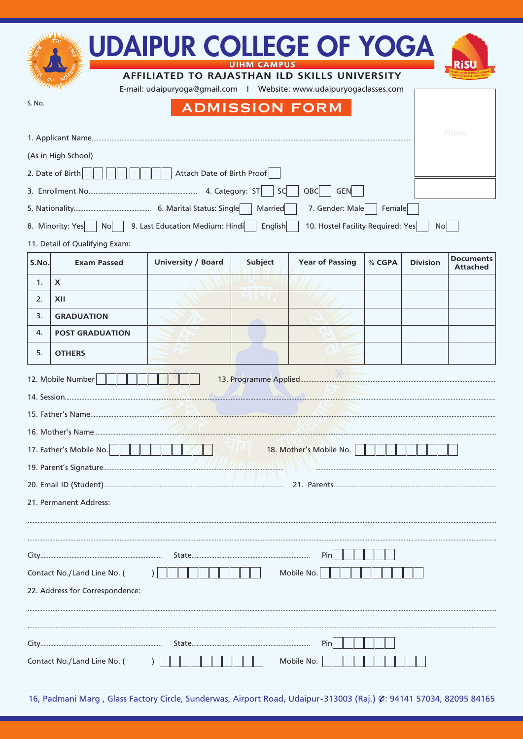# UDAIPUR COLLEGE OF YOGA

UIHM CAMPUS

**AFFILIATED TO RAJASTHAN ILD SKILLS UNIVERSITY**

E-mail: udaipuryoga@gmail.com | Website: www.udaipuryogaclasses.com

S. No.

## ADMISSION FORM

Photo

1. Applicant Name........................................................................................................

(As in High School)

2. Date of Birth ☐☐ ☐☐ ☐☐☐☐ Attach Date of Birth Proof ☐

3. Enrollment No.................................................... 4. Category: ST ☐ SC ☐ OBC ☐ GEN ☐

5. Nationality.................................... 6. Marital Status: Single ☐ Married ☐ 7. Gender: Male ☐ Female ☐

8. Minority: Yes ☐ No ☐ 9. Last Education Medium: Hindi ☐ English ☐ 10. Hostel Facility Required: Yes ☐ No ☐

11. Detail of Qualifying Exam:

| S.No. | Exam Passed | University / Board | Subject | Year of Passing | % CGPA | Division | Documents Attached |
|---|---|---|---|---|---|---|---|
| 1. | **X** | | | | | | |
| 2. | **XII** | | | | | | |
| 3. | **GRADUATION** | | | | | | |
| 4. | **POST GRADUATION** | | | | | | |
| 5. | **OTHERS** | | | | | | |

12. Mobile Number ☐☐☐☐☐☐☐☐☐☐ 13. Programme Applied..............................................

14. Session........................................................................................................

15. Father's Name........................................................................................................

16. Mother's Name........................................................................................................

17. Father's Mobile No. ☐☐☐☐☐☐☐☐☐☐ 18. Mother's Mobile No. ☐☐☐☐☐☐☐☐☐☐

19. Parent's Signature................................................ ................................................

20. Email ID (Student)................................................ 21. Parents................................................

21. Permanent Address:

........................................................................................................

........................................................................................................

City.................................... State.................................... Pin ☐☐☐☐☐☐

Contact No./Land Line No. ( ) ☐☐☐☐☐☐☐☐☐☐ Mobile No. ☐☐☐☐☐☐☐☐☐☐

22. Address for Correspondence:

........................................................................................................

........................................................................................................

City.................................... State.................................... Pin ☐☐☐☐☐☐

Contact No./Land Line No. ( ) ☐☐☐☐☐☐☐☐☐☐ Mobile No. ☐☐☐☐☐☐☐☐☐☐

16, Padmani Marg , Glass Factory Circle, Sunderwas, Airport Road, Udaipur-313003 (Raj.) ✆: 94141 57034, 82095 84165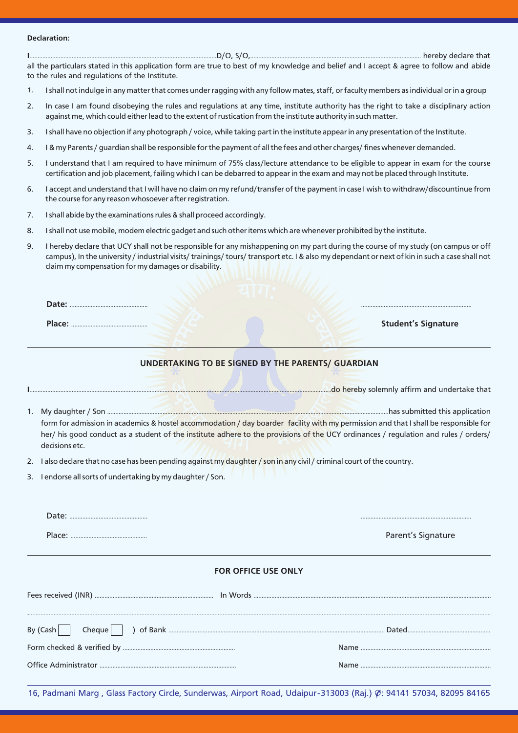**Declaration:**

I........................................................................................................D/O, S/O,................................................................................................ hereby declare that all the particulars stated in this application form are true to best of my knowledge and belief and I accept & agree to follow and abide to the rules and regulations of the Institute.

1. I shall not indulge in any matter that comes under ragging with any follow mates, staff, or faculty members as individual or in a group
2. In case I am found disobeying the rules and regulations at any time, institute authority has the right to take a disciplinary action against me, which could either lead to the extent of rustication from the institute authority in such matter.
3. I shall have no objection if any photograph / voice, while taking part in the institute appear in any presentation of the Institute.
4. I & my Parents / guardian shall be responsible for the payment of all the fees and other charges/ fines whenever demanded.
5. I understand that I am required to have minimum of 75% class/lecture attendance to be eligible to appear in exam for the course certification and job placement, failing which I can be debarred to appear in the exam and may not be placed through Institute.
6. I accept and understand that I will have no claim on my refund/transfer of the payment in case I wish to withdraw/discountinue from the course for any reason whosoever after registration.
7. I shall abide by the examinations rules & shall proceed accordingly.
8. I shall not use mobile, modem electric gadget and such other items which are whenever prohibited by the institute.
9. I hereby declare that UCY shall not be responsible for any mishappening on my part during the course of my study (on campus or off campus), In the university / industrial visits/ trainings/ tours/ transport etc. I & also my dependant or next of kin in such a case shall not claim my compensation for my damages or disability.

**Date:** ..............................................

**Place:** ..............................................

..................................................................

**Student's Signature**

## UNDERTAKING TO BE SIGNED BY THE PARENTS/ GUARDIAN

I..........................................................................................................................................................do hereby solemnly affirm and undertake that

1. My daughter / Son ..........................................................................................................................................has submitted this application form for admission in academics & hostel accommodation / day boarder facility with my permission and that I shall be responsible for her/ his good conduct as a student of the institute adhere to the provisions of the UCY ordinances / regulation and rules / orders/ decisions etc.
2. I also declare that no case has been pending against my daughter / son in any civil / criminal court of the country.
3. I endorse all sorts of undertaking by my daughter / Son.

Date: ..............................................

Place: ..............................................

..................................................................

Parent's Signature

## FOR OFFICE USE ONLY

Fees received (INR) ......................................................................... In Words ..........................................................................................................................

..........................................................................................................................................................................................................................

By (Cash ☐ Cheque ☐ ) of Bank ............................................................................................................ Dated...................................................

Form checked & verified by ..................................................................... Name ..................................................................................

Office Administrator ..................................................................................... Name ..................................................................................

16, Padmani Marg , Glass Factory Circle, Sunderwas, Airport Road, Udaipur-313003 (Raj.) ✆: 94141 57034, 82095 84165